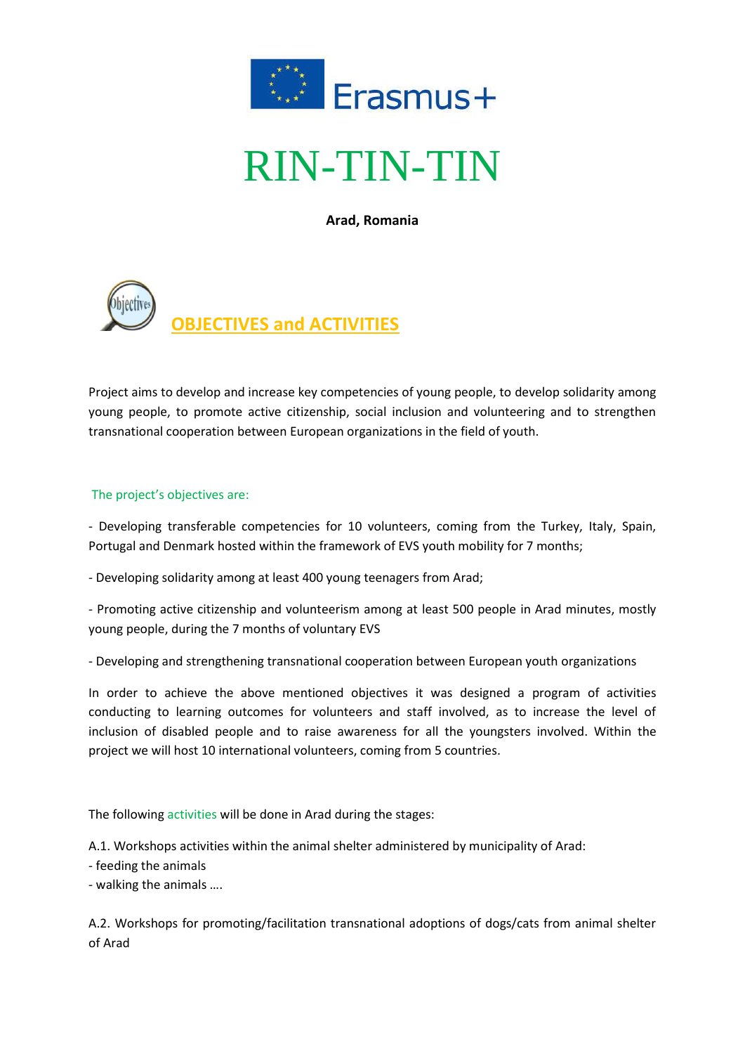# RIN-TIN-TIN

**Arad, Romania**

## OBJECTIVES and ACTIVITIES

Project aims to develop and increase key competencies of young people, to develop solidarity among young people, to promote active citizenship, social inclusion and volunteering and to strengthen transnational cooperation between European organizations in the field of youth.

The project's objectives are:

- Developing transferable competencies for 10 volunteers, coming from the Turkey, Italy, Spain, Portugal and Denmark hosted within the framework of EVS youth mobility for 7 months;
- Developing solidarity among at least 400 young teenagers from Arad;
- Promoting active citizenship and volunteerism among at least 500 people in Arad minutes, mostly young people, during the 7 months of voluntary EVS
- Developing and strengthening transnational cooperation between European youth organizations

In order to achieve the above mentioned objectives it was designed a program of activities conducting to learning outcomes for volunteers and staff involved, as to increase the level of inclusion of disabled people and to raise awareness for all the youngsters involved. Within the project we will host 10 international volunteers, coming from 5 countries.

The following activities will be done in Arad during the stages:

A.1. Workshops activities within the animal shelter administered by municipality of Arad:
- feeding the animals
- walking the animals ….

A.2. Workshops for promoting/facilitation transnational adoptions of dogs/cats from animal shelter of Arad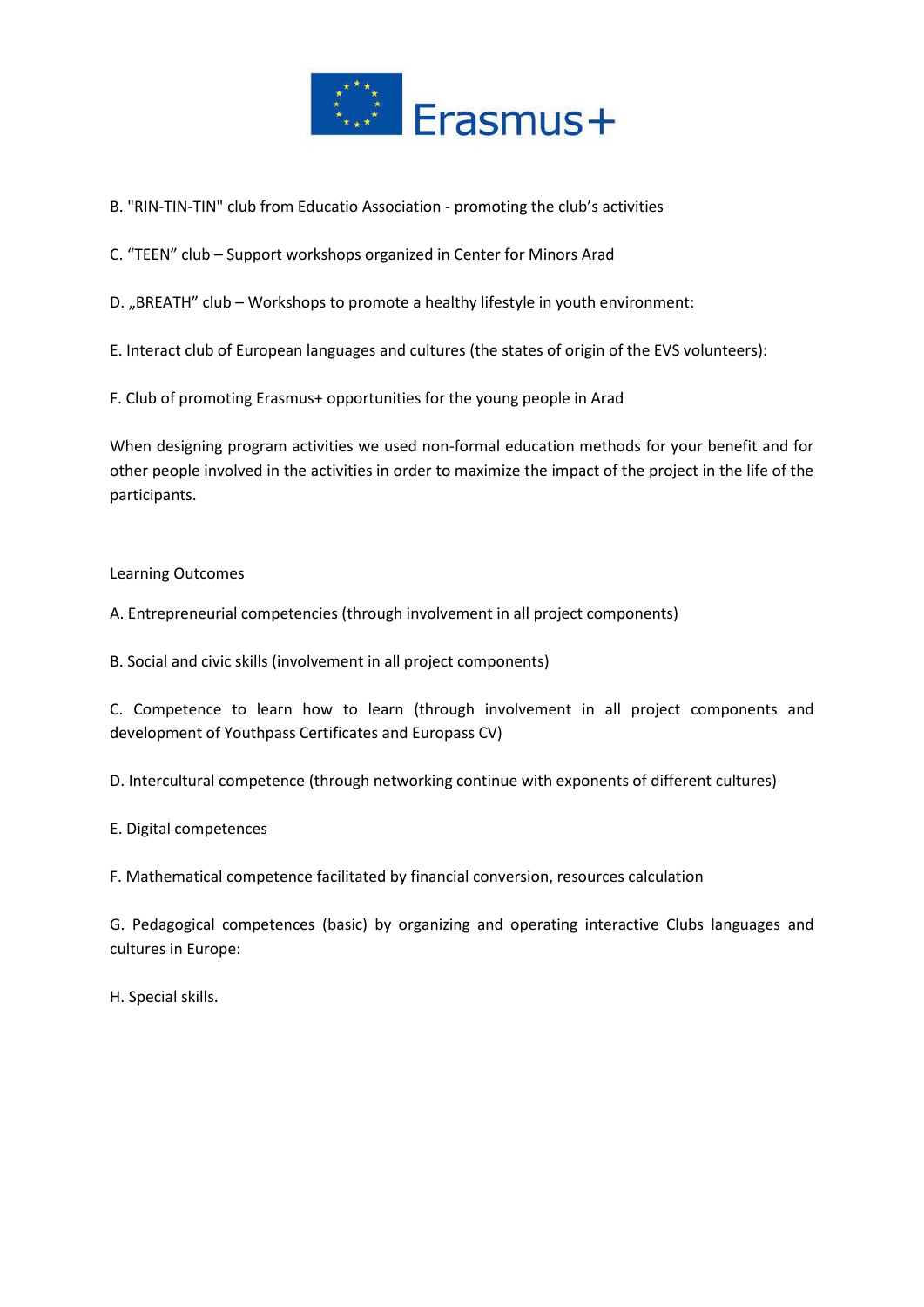B. "RIN-TIN-TIN" club from Educatio Association - promoting the club's activities

C. “TEEN” club – Support workshops organized in Center for Minors Arad

D. „BREATH” club – Workshops to promote a healthy lifestyle in youth environment:

E. Interact club of European languages and cultures (the states of origin of the EVS volunteers):

F. Club of promoting Erasmus+ opportunities for the young people in Arad

When designing program activities we used non-formal education methods for your benefit and for other people involved in the activities in order to maximize the impact of the project in the life of the participants.

Learning Outcomes

A. Entrepreneurial competencies (through involvement in all project components)

B. Social and civic skills (involvement in all project components)

C. Competence to learn how to learn (through involvement in all project components and development of Youthpass Certificates and Europass CV)

D. Intercultural competence (through networking continue with exponents of different cultures)

E. Digital competences

F. Mathematical competence facilitated by financial conversion, resources calculation

G. Pedagogical competences (basic) by organizing and operating interactive Clubs languages and cultures in Europe:

H. Special skills.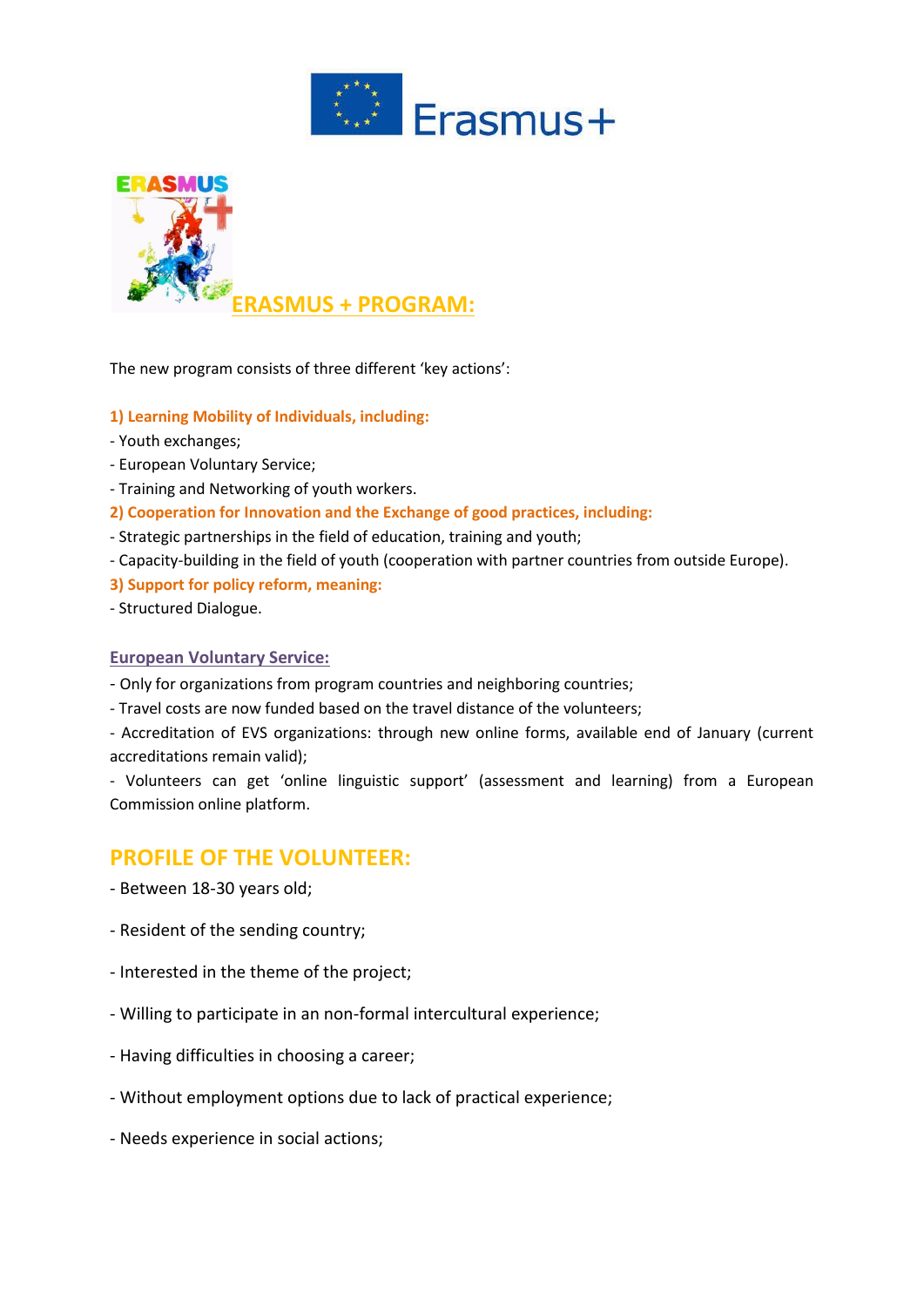## ERASMUS + PROGRAM:

The new program consists of three different 'key actions':

**1) Learning Mobility of Individuals, including:**

- Youth exchanges;
- European Voluntary Service;
- Training and Networking of youth workers.

**2) Cooperation for Innovation and the Exchange of good practices, including:**

- Strategic partnerships in the field of education, training and youth;
- Capacity-building in the field of youth (cooperation with partner countries from outside Europe).

**3) Support for policy reform, meaning:**

- Structured Dialogue.

### European Voluntary Service:

- Only for organizations from program countries and neighboring countries;
- Travel costs are now funded based on the travel distance of the volunteers;
- Accreditation of EVS organizations: through new online forms, available end of January (current accreditations remain valid);
- Volunteers can get 'online linguistic support' (assessment and learning) from a European Commission online platform.

## PROFILE OF THE VOLUNTEER:

- Between 18-30 years old;
- Resident of the sending country;
- Interested in the theme of the project;
- Willing to participate in an non-formal intercultural experience;
- Having difficulties in choosing a career;
- Without employment options due to lack of practical experience;
- Needs experience in social actions;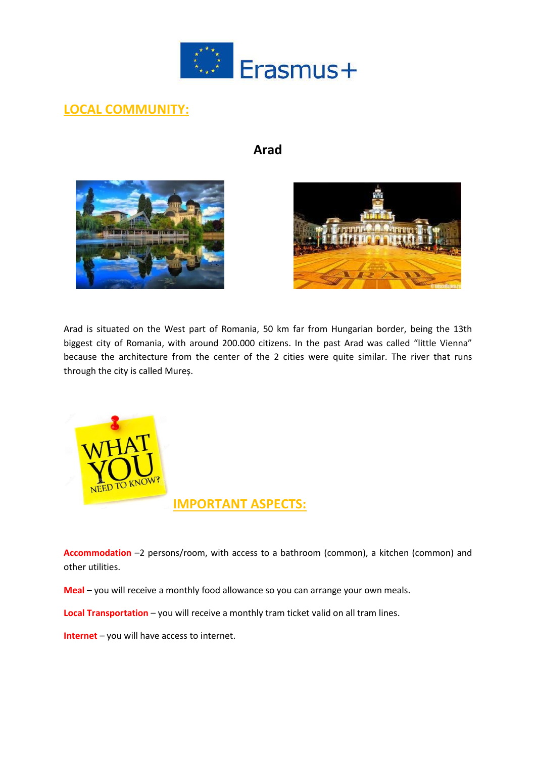## LOCAL COMMUNITY:

### Arad

Arad is situated on the West part of Romania, 50 km far from Hungarian border, being the 13th biggest city of Romania, with around 200.000 citizens. In the past Arad was called "little Vienna" because the architecture from the center of the 2 cities were quite similar. The river that runs through the city is called Mureș.

## IMPORTANT ASPECTS:

**Accommodation** –2 persons/room, with access to a bathroom (common), a kitchen (common) and other utilities.

**Meal** – you will receive a monthly food allowance so you can arrange your own meals.

**Local Transportation** – you will receive a monthly tram ticket valid on all tram lines.

**Internet** – you will have access to internet.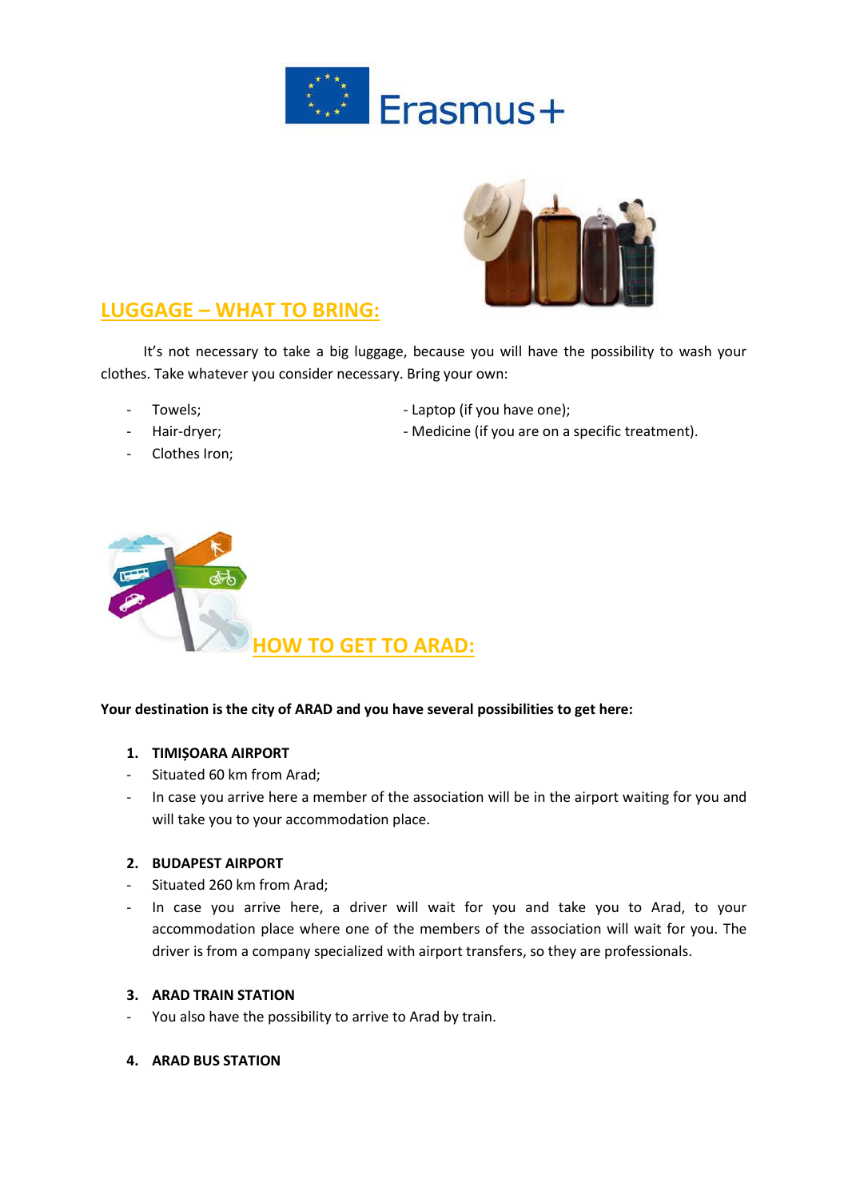## LUGGAGE – WHAT TO BRING:

It's not necessary to take a big luggage, because you will have the possibility to wash your clothes. Take whatever you consider necessary. Bring your own:

- Towels;
- Hair-dryer;
- Clothes Iron;
- Laptop (if you have one);
- Medicine (if you are on a specific treatment).

## HOW TO GET TO ARAD:

**Your destination is the city of ARAD and you have several possibilities to get here:**

1. **TIMIȘOARA AIRPORT**
   - Situated 60 km from Arad;
   - In case you arrive here a member of the association will be in the airport waiting for you and will take you to your accommodation place.

2. **BUDAPEST AIRPORT**
   - Situated 260 km from Arad;
   - In case you arrive here, a driver will wait for you and take you to Arad, to your accommodation place where one of the members of the association will wait for you. The driver is from a company specialized with airport transfers, so they are professionals.

3. **ARAD TRAIN STATION**
   - You also have the possibility to arrive to Arad by train.

4. **ARAD BUS STATION**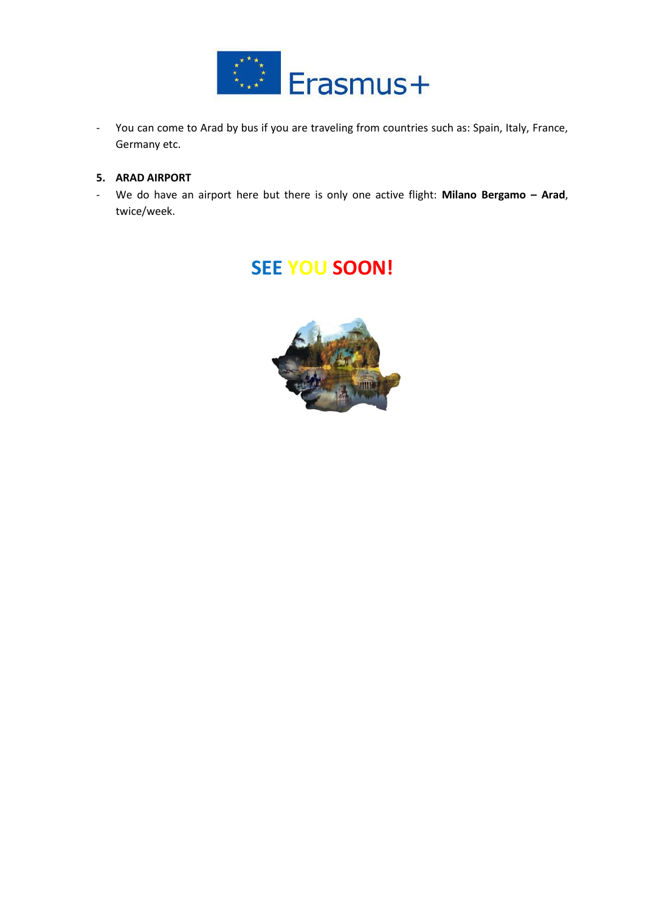- You can come to Arad by bus if you are traveling from countries such as: Spain, Italy, France, Germany etc.

## 5. ARAD AIRPORT

- We do have an airport here but there is only one active flight: **Milano Bergamo – Arad**, twice/week.

## SEE YOU SOON!